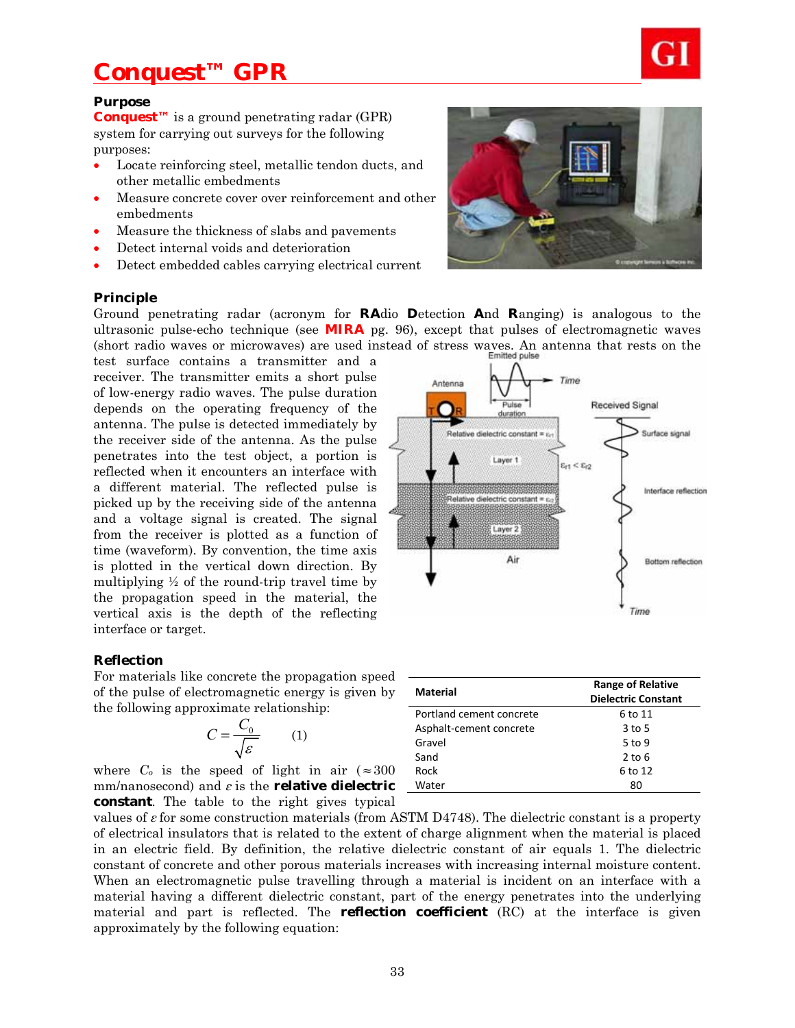# Conquest™ GPR

### Purpose

**Conquest™** is a ground penetrating radar (GPR) system for carrying out surveys for the following purposes:

- Locate reinforcing steel, metallic tendon ducts, and other metallic embedments
- Measure concrete cover over reinforcement and other embedments
- Measure the thickness of slabs and pavements
- Detect internal voids and deterioration
- Detect embedded cables carrying electrical current

### Principle

Ground penetrating radar (acronym for **RA**dio **D**etection **A**nd **R**anging) is analogous to the ultrasonic pulse-echo technique (see **MIRA** pg. 96), except that pulses of electromagnetic waves (short radio waves or microwaves) are used instead of stress waves. An antenna that rests on the test surface contains a transmitter and a receiver. The transmitter emits a short pulse of low-energy radio waves. The pulse duration depends on the operating frequency of the antenna. The pulse is detected immediately by the receiver side of the antenna. As the pulse penetrates into the test object, a portion is reflected when it encounters an interface with a different material. The reflected pulse is picked up by the receiving side of the antenna and a voltage signal is created. The signal from the receiver is plotted as a function of time (waveform). By convention, the time axis is plotted in the vertical down direction. By multiplying ½ of the round-trip travel time by the propagation speed in the material, the vertical axis is the depth of the reflecting interface or target.

### Reflection

For materials like concrete the propagation speed of the pulse of electromagnetic energy is given by the following approximate relationship:

$$C = \frac{C_0}{\sqrt{\varepsilon}} \qquad (1)$$

where $C_o$ is the speed of light in air ($\approx$300 mm/nanosecond) and $\varepsilon$ is the **relative dielectric constant**. The table to the right gives typical values of $\varepsilon$ for some construction materials (from ASTM D4748). The dielectric constant is a property of electrical insulators that is related to the extent of charge alignment when the material is placed in an electric field. By definition, the relative dielectric constant of air equals 1. The dielectric constant of concrete and other porous materials increases with increasing internal moisture content. When an electromagnetic pulse travelling through a material is incident on an interface with a material having a different dielectric constant, part of the energy penetrates into the underlying material and part is reflected. The **reflection coefficient** (RC) at the interface is given approximately by the following equation:

| Material | Range of Relative Dielectric Constant |
|---|---|
| Portland cement concrete | 6 to 11 |
| Asphalt-cement concrete | 3 to 5 |
| Gravel | 5 to 9 |
| Sand | 2 to 6 |
| Rock | 6 to 12 |
| Water | 80 |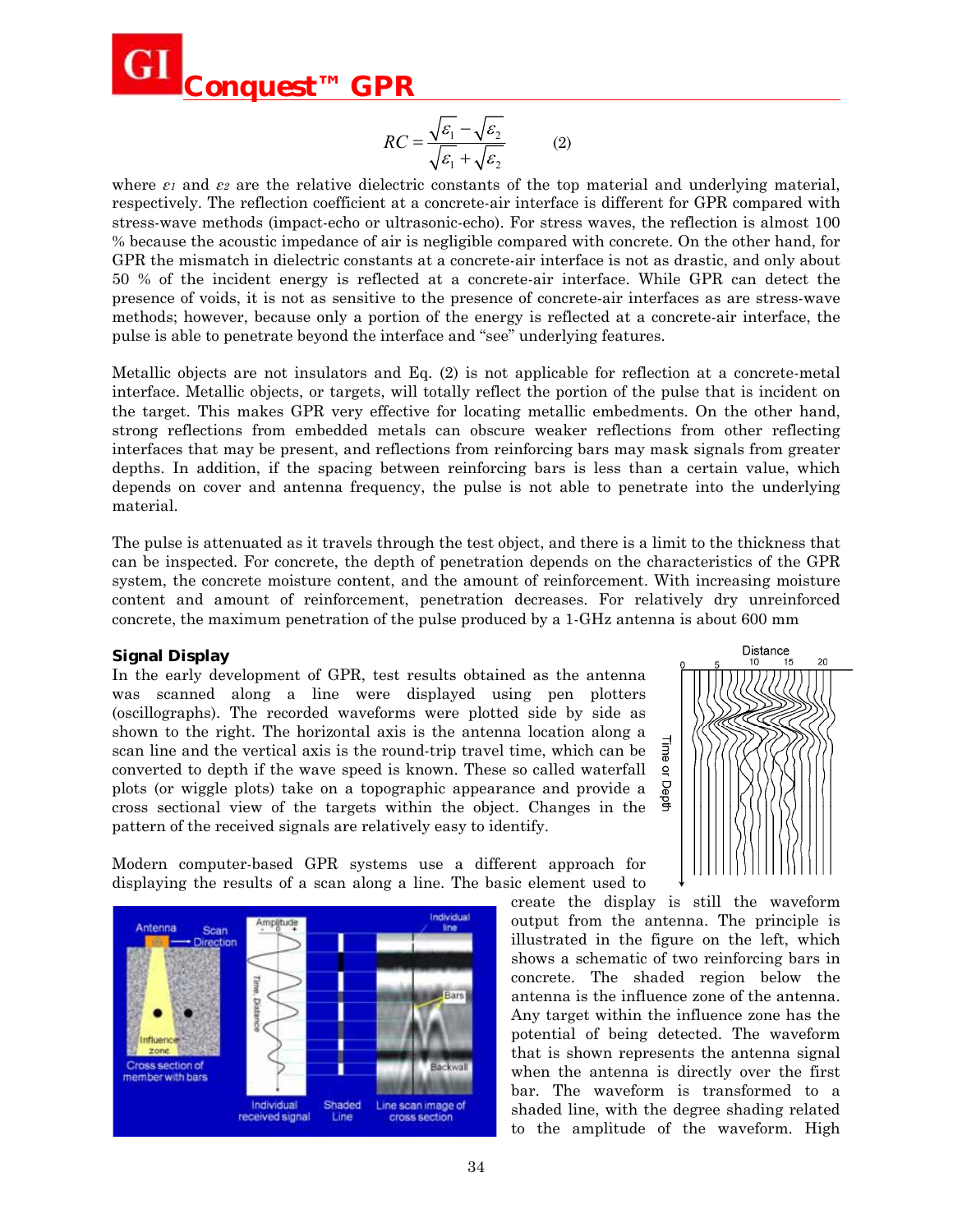$$RC = \frac{\sqrt{\varepsilon_1} - \sqrt{\varepsilon_2}}{\sqrt{\varepsilon_1} + \sqrt{\varepsilon_2}} \qquad (2)$$

where $\varepsilon_1$ and $\varepsilon_2$ are the relative dielectric constants of the top material and underlying material, respectively. The reflection coefficient at a concrete-air interface is different for GPR compared with stress-wave methods (impact-echo or ultrasonic-echo). For stress waves, the reflection is almost 100 % because the acoustic impedance of air is negligible compared with concrete. On the other hand, for GPR the mismatch in dielectric constants at a concrete-air interface is not as drastic, and only about 50 % of the incident energy is reflected at a concrete-air interface. While GPR can detect the presence of voids, it is not as sensitive to the presence of concrete-air interfaces as are stress-wave methods; however, because only a portion of the energy is reflected at a concrete-air interface, the pulse is able to penetrate beyond the interface and "see" underlying features.

Metallic objects are not insulators and Eq. (2) is not applicable for reflection at a concrete-metal interface. Metallic objects, or targets, will totally reflect the portion of the pulse that is incident on the target. This makes GPR very effective for locating metallic embedments. On the other hand, strong reflections from embedded metals can obscure weaker reflections from other reflecting interfaces that may be present, and reflections from reinforcing bars may mask signals from greater depths. In addition, if the spacing between reinforcing bars is less than a certain value, which depends on cover and antenna frequency, the pulse is not able to penetrate into the underlying material.

The pulse is attenuated as it travels through the test object, and there is a limit to the thickness that can be inspected. For concrete, the depth of penetration depends on the characteristics of the GPR system, the concrete moisture content, and the amount of reinforcement. With increasing moisture content and amount of reinforcement, penetration decreases. For relatively dry unreinforced concrete, the maximum penetration of the pulse produced by a 1-GHz antenna is about 600 mm

### Signal Display

In the early development of GPR, test results obtained as the antenna was scanned along a line were displayed using pen plotters (oscillographs). The recorded waveforms were plotted side by side as shown to the right. The horizontal axis is the antenna location along a scan line and the vertical axis is the round-trip travel time, which can be converted to depth if the wave speed is known. These so called waterfall plots (or wiggle plots) take on a topographic appearance and provide a cross sectional view of the targets within the object. Changes in the pattern of the received signals are relatively easy to identify.

Modern computer-based GPR systems use a different approach for displaying the results of a scan along a line. The basic element used to create the display is still the waveform output from the antenna. The principle is illustrated in the figure on the left, which shows a schematic of two reinforcing bars in concrete. The shaded region below the antenna is the influence zone of the antenna. Any target within the influence zone has the potential of being detected. The waveform that is shown represents the antenna signal when the antenna is directly over the first bar. The waveform is transformed to a shaded line, with the degree shading related to the amplitude of the waveform. High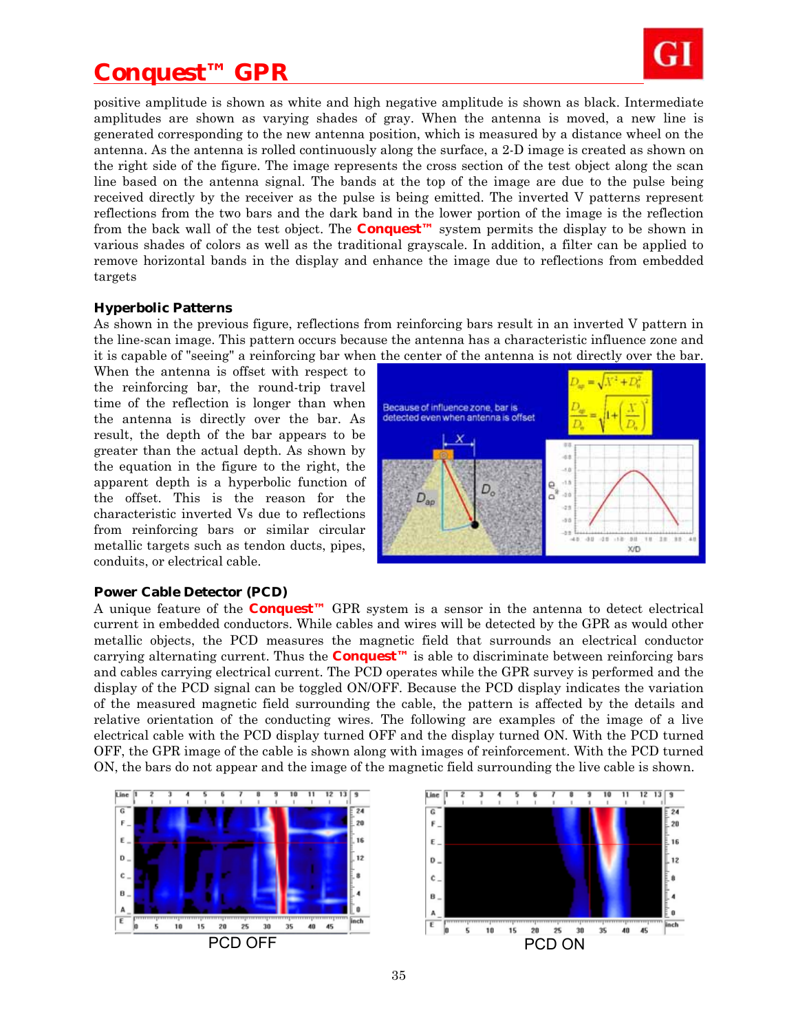positive amplitude is shown as white and high negative amplitude is shown as black. Intermediate amplitudes are shown as varying shades of gray. When the antenna is moved, a new line is generated corresponding to the new antenna position, which is measured by a distance wheel on the antenna. As the antenna is rolled continuously along the surface, a 2-D image is created as shown on the right side of the figure. The image represents the cross section of the test object along the scan line based on the antenna signal. The bands at the top of the image are due to the pulse being received directly by the receiver as the pulse is being emitted. The inverted V patterns represent reflections from the two bars and the dark band in the lower portion of the image is the reflection from the back wall of the test object. The **Conquest™** system permits the display to be shown in various shades of colors as well as the traditional grayscale. In addition, a filter can be applied to remove horizontal bands in the display and enhance the image due to reflections from embedded targets

### Hyperbolic Patterns

As shown in the previous figure, reflections from reinforcing bars result in an inverted V pattern in the line-scan image. This pattern occurs because the antenna has a characteristic influence zone and it is capable of "seeing" a reinforcing bar when the center of the antenna is not directly over the bar. When the antenna is offset with respect to the reinforcing bar, the round-trip travel time of the reflection is longer than when the antenna is directly over the bar. As result, the depth of the bar appears to be greater than the actual depth. As shown by the equation in the figure to the right, the apparent depth is a hyperbolic function of the offset. This is the reason for the characteristic inverted Vs due to reflections from reinforcing bars or similar circular metallic targets such as tendon ducts, pipes, conduits, or electrical cable.

Because of influence zone, bar is detected even when antenna is offset

$$D_{ap} = \sqrt{X^2 + D_o^2}$$

$$\frac{D_{ap}}{D_o} = \sqrt{1 + \left(\frac{X}{D_o}\right)^2}$$

### Power Cable Detector (PCD)

A unique feature of the **Conquest™** GPR system is a sensor in the antenna to detect electrical current in embedded conductors. While cables and wires will be detected by the GPR as would other metallic objects, the PCD measures the magnetic field that surrounds an electrical conductor carrying alternating current. Thus the **Conquest™** is able to discriminate between reinforcing bars and cables carrying electrical current. The PCD operates while the GPR survey is performed and the display of the PCD signal can be toggled ON/OFF. Because the PCD display indicates the variation of the measured magnetic field surrounding the cable, the pattern is affected by the details and relative orientation of the conducting wires. The following are examples of the image of a live electrical cable with the PCD display turned OFF and the display turned ON. With the PCD turned OFF, the GPR image of the cable is shown along with images of reinforcement. With the PCD turned ON, the bars do not appear and the image of the magnetic field surrounding the live cable is shown.

PCD OFF

PCD ON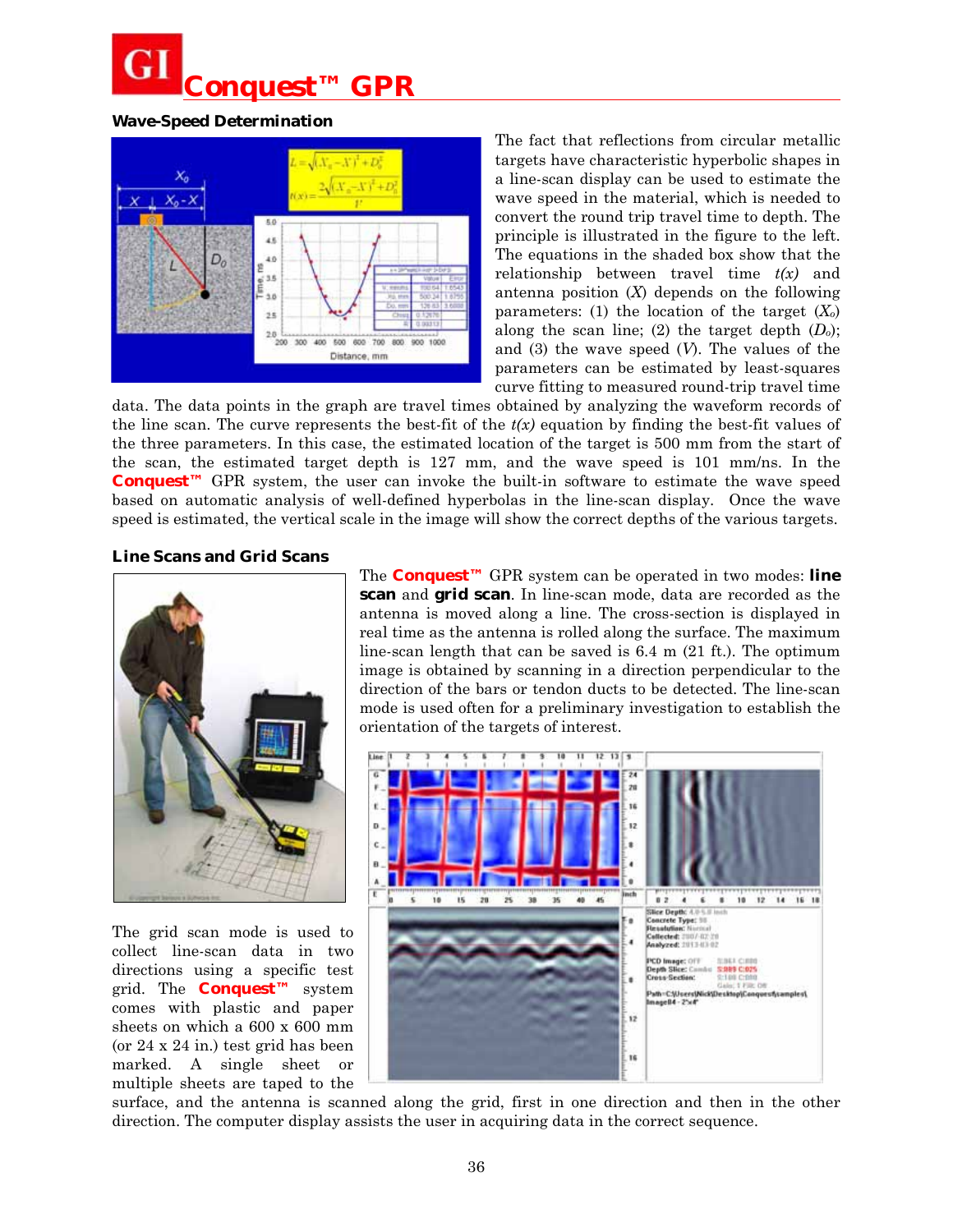# Conquest™ GPR

## Wave-Speed Determination

The fact that reflections from circular metallic targets have characteristic hyperbolic shapes in a line-scan display can be used to estimate the wave speed in the material, which is needed to convert the round trip travel time to depth. The principle is illustrated in the figure to the left. The equations in the shaded box show that the relationship between travel time $t(x)$ and antenna position ($X$) depends on the following parameters: (1) the location of the target ($X_o$) along the scan line; (2) the target depth ($D_o$); and (3) the wave speed ($V$). The values of the parameters can be estimated by least-squares curve fitting to measured round-trip travel time data. The data points in the graph are travel times obtained by analyzing the waveform records of the line scan. The curve represents the best-fit of the $t(x)$ equation by finding the best-fit values of the three parameters. In this case, the estimated location of the target is 500 mm from the start of the scan, the estimated target depth is 127 mm, and the wave speed is 101 mm/ns. In the **Conquest™** GPR system, the user can invoke the built-in software to estimate the wave speed based on automatic analysis of well-defined hyperbolas in the line-scan display. Once the wave speed is estimated, the vertical scale in the image will show the correct depths of the various targets.

## Line Scans and Grid Scans

The **Conquest™** GPR system can be operated in two modes: **line scan** and **grid scan**. In line-scan mode, data are recorded as the antenna is moved along a line. The cross-section is displayed in real time as the antenna is rolled along the surface. The maximum line-scan length that can be saved is 6.4 m (21 ft.). The optimum image is obtained by scanning in a direction perpendicular to the direction of the bars or tendon ducts to be detected. The line-scan mode is used often for a preliminary investigation to establish the orientation of the targets of interest.

The grid scan mode is used to collect line-scan data in two directions using a specific test grid. The **Conquest™** system comes with plastic and paper sheets on which a 600 x 600 mm (or 24 x 24 in.) test grid has been marked. A single sheet or multiple sheets are taped to the surface, and the antenna is scanned along the grid, first in one direction and then in the other direction. The computer display assists the user in acquiring data in the correct sequence.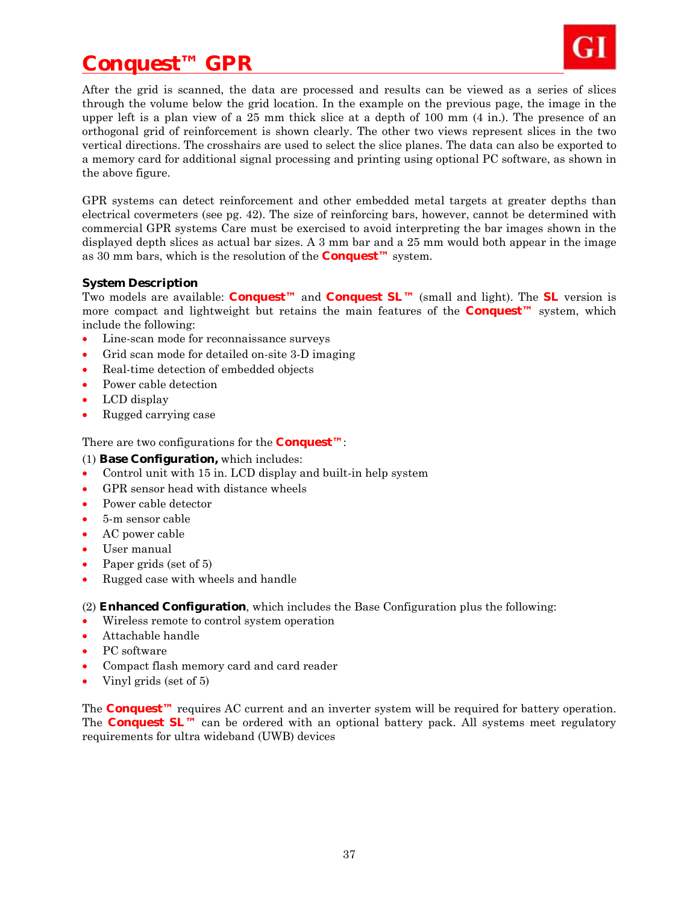# Conquest™ GPR

After the grid is scanned, the data are processed and results can be viewed as a series of slices through the volume below the grid location. In the example on the previous page, the image in the upper left is a plan view of a 25 mm thick slice at a depth of 100 mm (4 in.). The presence of an orthogonal grid of reinforcement is shown clearly. The other two views represent slices in the two vertical directions. The crosshairs are used to select the slice planes. The data can also be exported to a memory card for additional signal processing and printing using optional PC software, as shown in the above figure.

GPR systems can detect reinforcement and other embedded metal targets at greater depths than electrical covermeters (see pg. 42). The size of reinforcing bars, however, cannot be determined with commercial GPR systems Care must be exercised to avoid interpreting the bar images shown in the displayed depth slices as actual bar sizes. A 3 mm bar and a 25 mm would both appear in the image as 30 mm bars, which is the resolution of the **Conquest™** system.

### System Description

Two models are available: **Conquest™** and **Conquest SL™** (small and light). The **SL** version is more compact and lightweight but retains the main features of the **Conquest™** system, which include the following:

- Line-scan mode for reconnaissance surveys
- Grid scan mode for detailed on-site 3-D imaging
- Real-time detection of embedded objects
- Power cable detection
- LCD display
- Rugged carrying case

There are two configurations for the **Conquest™**:

(1) **Base Configuration,** which includes:

- Control unit with 15 in. LCD display and built-in help system
- GPR sensor head with distance wheels
- Power cable detector
- 5-m sensor cable
- AC power cable
- User manual
- Paper grids (set of 5)
- Rugged case with wheels and handle

(2) **Enhanced Configuration**, which includes the Base Configuration plus the following:

- Wireless remote to control system operation
- Attachable handle
- PC software
- Compact flash memory card and card reader
- Vinyl grids (set of 5)

The **Conquest™** requires AC current and an inverter system will be required for battery operation. The **Conquest SL™** can be ordered with an optional battery pack. All systems meet regulatory requirements for ultra wideband (UWB) devices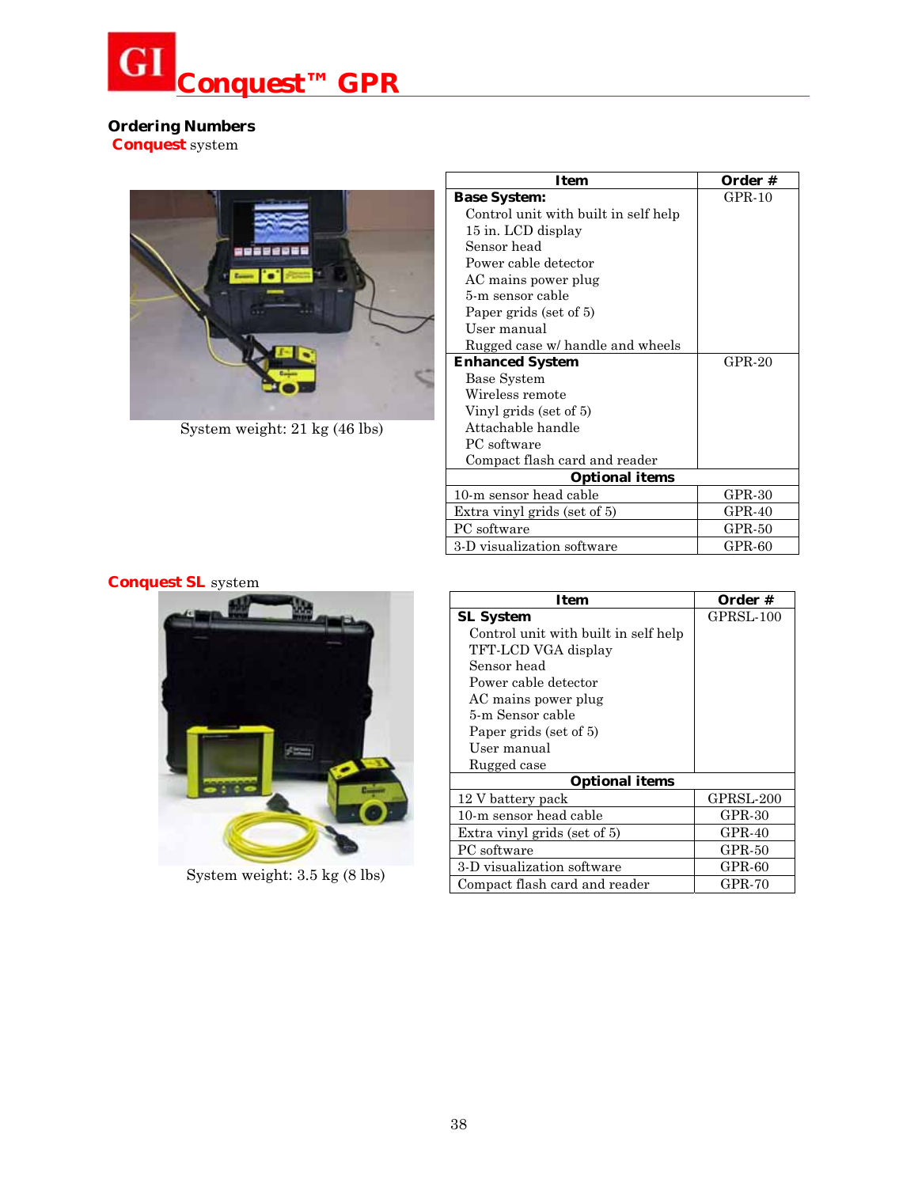# Conquest™ GPR

## Ordering Numbers

**Conquest** system

System weight: 21 kg (46 lbs)

| Item | Order # |
|---|---|
| **Base System:** | GPR-10 |
| Control unit with built in self help | |
| 15 in. LCD display | |
| Sensor head | |
| Power cable detector | |
| AC mains power plug | |
| 5-m sensor cable | |
| Paper grids (set of 5) | |
| User manual | |
| Rugged case w/ handle and wheels | |
| **Enhanced System** | GPR-20 |
| Base System | |
| Wireless remote | |
| Vinyl grids (set of 5) | |
| Attachable handle | |
| PC software | |
| Compact flash card and reader | |
| **Optional items** | |
| 10-m sensor head cable | GPR-30 |
| Extra vinyl grids (set of 5) | GPR-40 |
| PC software | GPR-50 |
| 3-D visualization software | GPR-60 |

**Conquest SL** system

System weight: 3.5 kg (8 lbs)

| Item | Order # |
|---|---|
| **SL System** | GPRSL-100 |
| Control unit with built in self help | |
| TFT-LCD VGA display | |
| Sensor head | |
| Power cable detector | |
| AC mains power plug | |
| 5-m Sensor cable | |
| Paper grids (set of 5) | |
| User manual | |
| Rugged case | |
| **Optional items** | |
| 12 V battery pack | GPRSL-200 |
| 10-m sensor head cable | GPR-30 |
| Extra vinyl grids (set of 5) | GPR-40 |
| PC software | GPR-50 |
| 3-D visualization software | GPR-60 |
| Compact flash card and reader | GPR-70 |